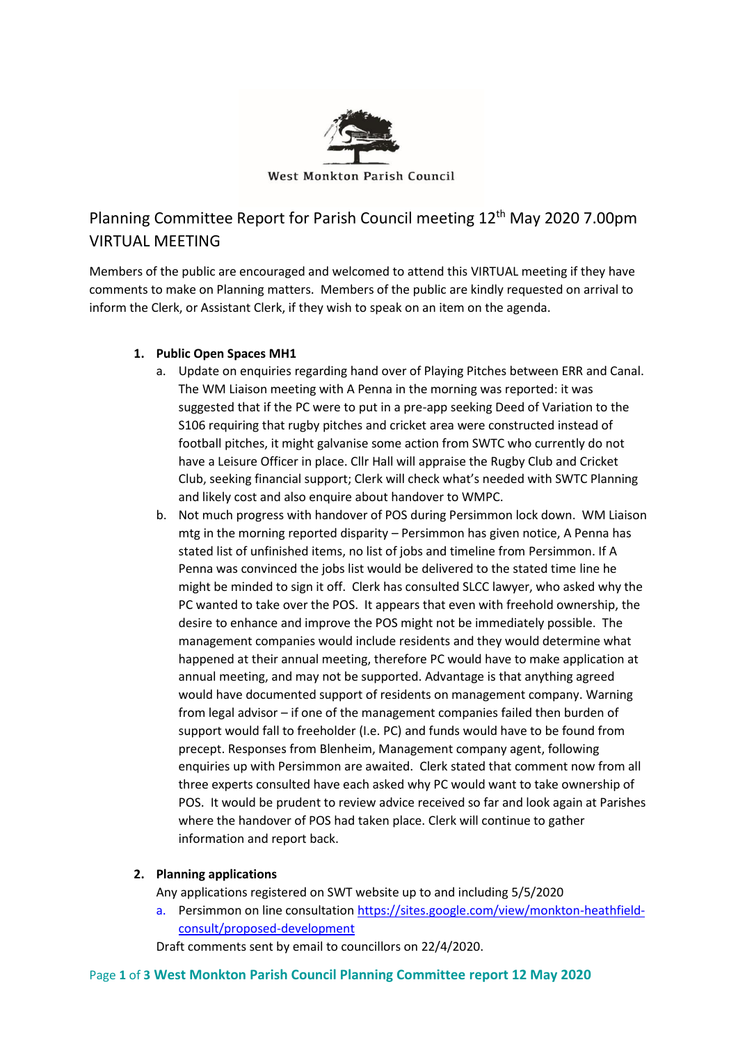West Monkton Parish Council

# Planning Committee Report for Parish Council meeting 12th May 2020 7.00pm VIRTUAL MEETING

Members of the public are encouraged and welcomed to attend this VIRTUAL meeting if they have comments to make on Planning matters. Members of the public are kindly requested on arrival to inform the Clerk, or Assistant Clerk, if they wish to speak on an item on the agenda.

1. **Public Open Spaces MH1**
   a. Update on enquiries regarding hand over of Playing Pitches between ERR and Canal. The WM Liaison meeting with A Penna in the morning was reported: it was suggested that if the PC were to put in a pre-app seeking Deed of Variation to the S106 requiring that rugby pitches and cricket area were constructed instead of football pitches, it might galvanise some action from SWTC who currently do not have a Leisure Officer in place. Cllr Hall will appraise the Rugby Club and Cricket Club, seeking financial support; Clerk will check what's needed with SWTC Planning and likely cost and also enquire about handover to WMPC.
   b. Not much progress with handover of POS during Persimmon lock down. WM Liaison mtg in the morning reported disparity – Persimmon has given notice, A Penna has stated list of unfinished items, no list of jobs and timeline from Persimmon. If A Penna was convinced the jobs list would be delivered to the stated time line he might be minded to sign it off. Clerk has consulted SLCC lawyer, who asked why the PC wanted to take over the POS. It appears that even with freehold ownership, the desire to enhance and improve the POS might not be immediately possible. The management companies would include residents and they would determine what happened at their annual meeting, therefore PC would have to make application at annual meeting, and may not be supported. Advantage is that anything agreed would have documented support of residents on management company. Warning from legal advisor – if one of the management companies failed then burden of support would fall to freeholder (I.e. PC) and funds would have to be found from precept. Responses from Blenheim, Management company agent, following enquiries up with Persimmon are awaited. Clerk stated that comment now from all three experts consulted have each asked why PC would want to take ownership of POS. It would be prudent to review advice received so far and look again at Parishes where the handover of POS had taken place. Clerk will continue to gather information and report back.

2. **Planning applications**

   Any applications registered on SWT website up to and including 5/5/2020

   a. Persimmon on line consultation [https://sites.google.com/view/monkton-heathfield-consult/proposed-development](https://sites.google.com/view/monkton-heathfield-consult/proposed-development)

   Draft comments sent by email to councillors on 22/4/2020.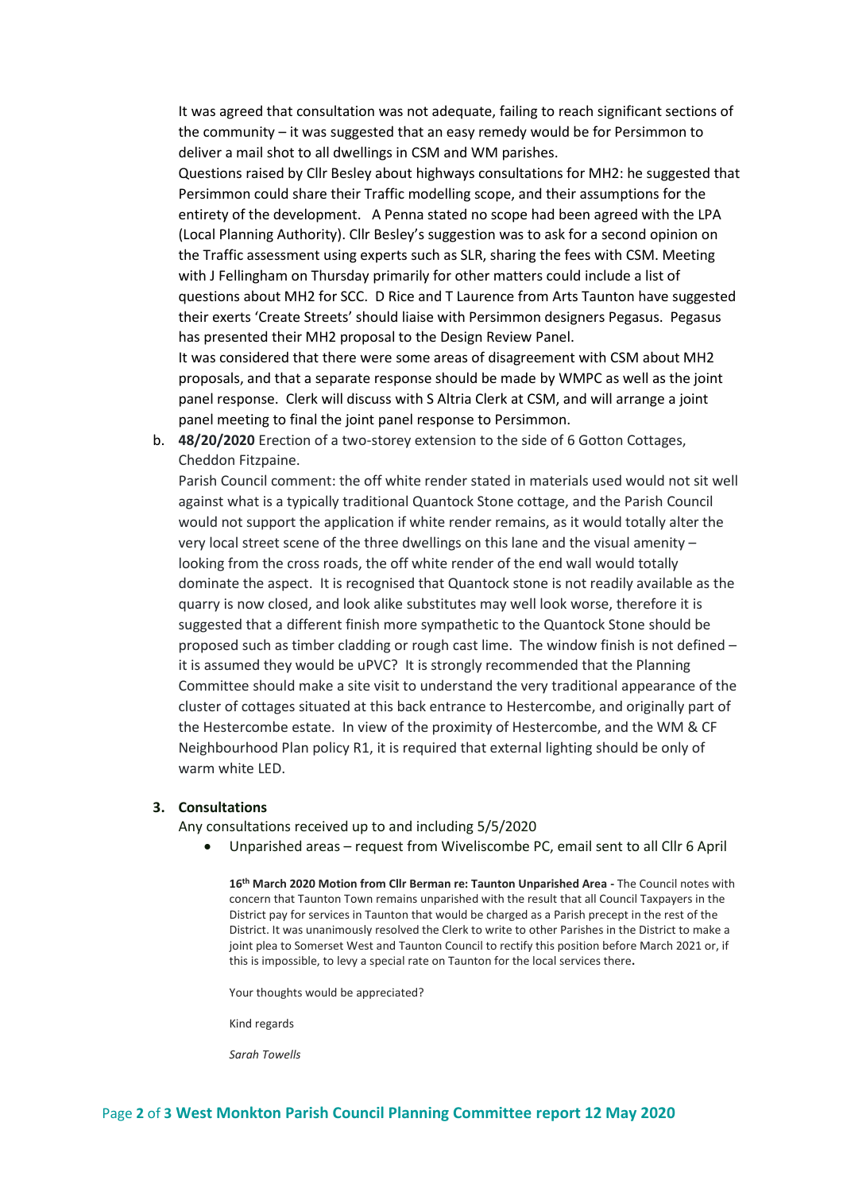It was agreed that consultation was not adequate, failing to reach significant sections of the community – it was suggested that an easy remedy would be for Persimmon to deliver a mail shot to all dwellings in CSM and WM parishes.

Questions raised by Cllr Besley about highways consultations for MH2: he suggested that Persimmon could share their Traffic modelling scope, and their assumptions for the entirety of the development. A Penna stated no scope had been agreed with the LPA (Local Planning Authority). Cllr Besley's suggestion was to ask for a second opinion on the Traffic assessment using experts such as SLR, sharing the fees with CSM. Meeting with J Fellingham on Thursday primarily for other matters could include a list of questions about MH2 for SCC. D Rice and T Laurence from Arts Taunton have suggested their exerts 'Create Streets' should liaise with Persimmon designers Pegasus. Pegasus has presented their MH2 proposal to the Design Review Panel.

It was considered that there were some areas of disagreement with CSM about MH2 proposals, and that a separate response should be made by WMPC as well as the joint panel response. Clerk will discuss with S Altria Clerk at CSM, and will arrange a joint panel meeting to final the joint panel response to Persimmon.

b. **48/20/2020** Erection of a two-storey extension to the side of 6 Gotton Cottages, Cheddon Fitzpaine.

   Parish Council comment: the off white render stated in materials used would not sit well against what is a typically traditional Quantock Stone cottage, and the Parish Council would not support the application if white render remains, as it would totally alter the very local street scene of the three dwellings on this lane and the visual amenity – looking from the cross roads, the off white render of the end wall would totally dominate the aspect. It is recognised that Quantock stone is not readily available as the quarry is now closed, and look alike substitutes may well look worse, therefore it is suggested that a different finish more sympathetic to the Quantock Stone should be proposed such as timber cladding or rough cast lime. The window finish is not defined – it is assumed they would be uPVC? It is strongly recommended that the Planning Committee should make a site visit to understand the very traditional appearance of the cluster of cottages situated at this back entrance to Hestercombe, and originally part of the Hestercombe estate. In view of the proximity of Hestercombe, and the WM & CF Neighbourhood Plan policy R1, it is required that external lighting should be only of warm white LED.

## 3. Consultations

Any consultations received up to and including 5/5/2020

- Unparished areas – request from Wiveliscombe PC, email sent to all Cllr 6 April

  **16th March 2020 Motion from Cllr Berman re: Taunton Unparished Area -** The Council notes with concern that Taunton Town remains unparished with the result that all Council Taxpayers in the District pay for services in Taunton that would be charged as a Parish precept in the rest of the District. It was unanimously resolved the Clerk to write to other Parishes in the District to make a joint plea to Somerset West and Taunton Council to rectify this position before March 2021 or, if this is impossible, to levy a special rate on Taunton for the local services there**.**

  Your thoughts would be appreciated?

  Kind regards

  *Sarah Towells*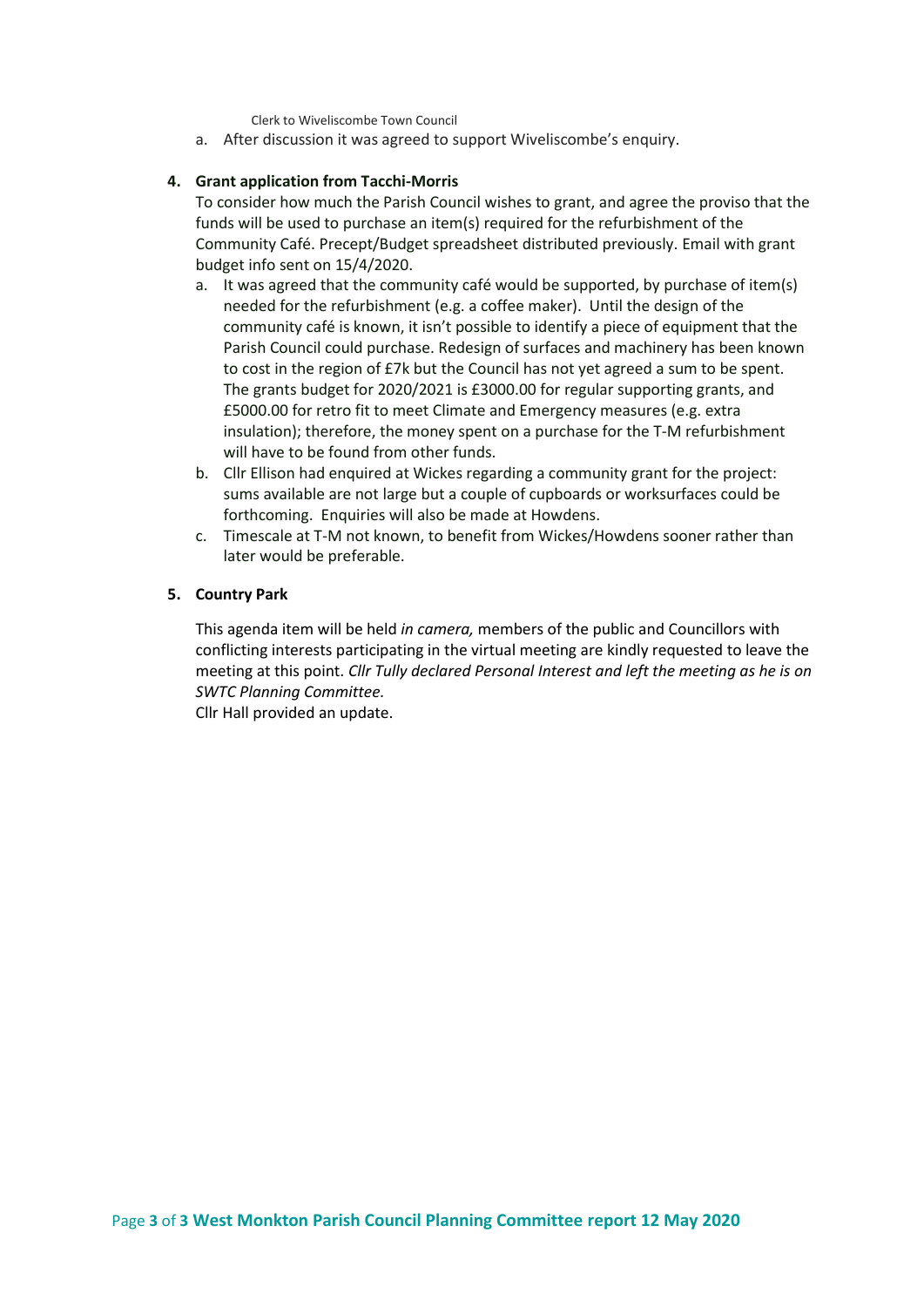Clerk to Wiveliscombe Town Council

a. After discussion it was agreed to support Wiveliscombe's enquiry.

4. **Grant application from Tacchi-Morris**

   To consider how much the Parish Council wishes to grant, and agree the proviso that the funds will be used to purchase an item(s) required for the refurbishment of the Community Café. Precept/Budget spreadsheet distributed previously. Email with grant budget info sent on 15/4/2020.

   a. It was agreed that the community café would be supported, by purchase of item(s) needed for the refurbishment (e.g. a coffee maker). Until the design of the community café is known, it isn't possible to identify a piece of equipment that the Parish Council could purchase. Redesign of surfaces and machinery has been known to cost in the region of £7k but the Council has not yet agreed a sum to be spent. The grants budget for 2020/2021 is £3000.00 for regular supporting grants, and £5000.00 for retro fit to meet Climate and Emergency measures (e.g. extra insulation); therefore, the money spent on a purchase for the T-M refurbishment will have to be found from other funds.
   b. Cllr Ellison had enquired at Wickes regarding a community grant for the project: sums available are not large but a couple of cupboards or worksurfaces could be forthcoming. Enquiries will also be made at Howdens.
   c. Timescale at T-M not known, to benefit from Wickes/Howdens sooner rather than later would be preferable.

5. **Country Park**

   This agenda item will be held *in camera,* members of the public and Councillors with conflicting interests participating in the virtual meeting are kindly requested to leave the meeting at this point. *Cllr Tully declared Personal Interest and left the meeting as he is on SWTC Planning Committee.*

   Cllr Hall provided an update.